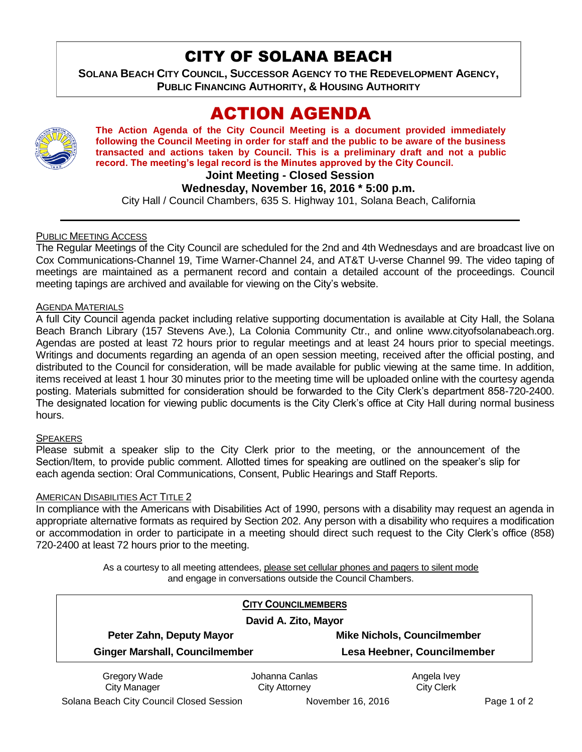# CITY OF SOLANA BEACH

**SOLANA BEACH CITY COUNCIL, SUCCESSOR AGENCY TO THE REDEVELOPMENT AGENCY, PUBLIC FINANCING AUTHORITY, & HOUSING AUTHORITY**

# ACTION AGENDA

**The Action Agenda of the City Council Meeting is a document provided immediately following the Council Meeting in order for staff and the public to be aware of the business transacted and actions taken by Council. This is a preliminary draft and not a public record. The meeting's legal record is the Minutes approved by the City Council.**

**Joint Meeting - Closed Session**

**Wednesday, November 16, 2016 * 5:00 p.m.**

City Hall / Council Chambers, 635 S. Highway 101, Solana Beach, California

---

PUBLIC MEETING ACCESS

The Regular Meetings of the City Council are scheduled for the 2nd and 4th Wednesdays and are broadcast live on Cox Communications-Channel 19, Time Warner-Channel 24, and AT&T U-verse Channel 99. The video taping of meetings are maintained as a permanent record and contain a detailed account of the proceedings. Council meeting tapings are archived and available for viewing on the City's website.

AGENDA MATERIALS

A full City Council agenda packet including relative supporting documentation is available at City Hall, the Solana Beach Branch Library (157 Stevens Ave.), La Colonia Community Ctr., and online www.cityofsolanabeach.org. Agendas are posted at least 72 hours prior to regular meetings and at least 24 hours prior to special meetings. Writings and documents regarding an agenda of an open session meeting, received after the official posting, and distributed to the Council for consideration, will be made available for public viewing at the same time. In addition, items received at least 1 hour 30 minutes prior to the meeting time will be uploaded online with the courtesy agenda posting. Materials submitted for consideration should be forwarded to the City Clerk's department 858-720-2400. The designated location for viewing public documents is the City Clerk's office at City Hall during normal business hours.

SPEAKERS

Please submit a speaker slip to the City Clerk prior to the meeting, or the announcement of the Section/Item, to provide public comment. Allotted times for speaking are outlined on the speaker's slip for each agenda section: Oral Communications, Consent, Public Hearings and Staff Reports.

AMERICAN DISABILITIES ACT TITLE 2

In compliance with the Americans with Disabilities Act of 1990, persons with a disability may request an agenda in appropriate alternative formats as required by Section 202. Any person with a disability who requires a modification or accommodation in order to participate in a meeting should direct such request to the City Clerk's office (858) 720-2400 at least 72 hours prior to the meeting.

As a courtesy to all meeting attendees, please set cellular phones and pagers to silent mode and engage in conversations outside the Council Chambers.

**CITY COUNCILMEMBERS**

**David A. Zito, Mayor**

**Peter Zahn, Deputy Mayor** | **Mike Nichols, Councilmember**

**Ginger Marshall, Councilmember** | **Lesa Heebner, Councilmember**

| Gregory Wade | Johanna Canlas | Angela Ivey |
|---|---|---|
| City Manager | City Attorney | City Clerk |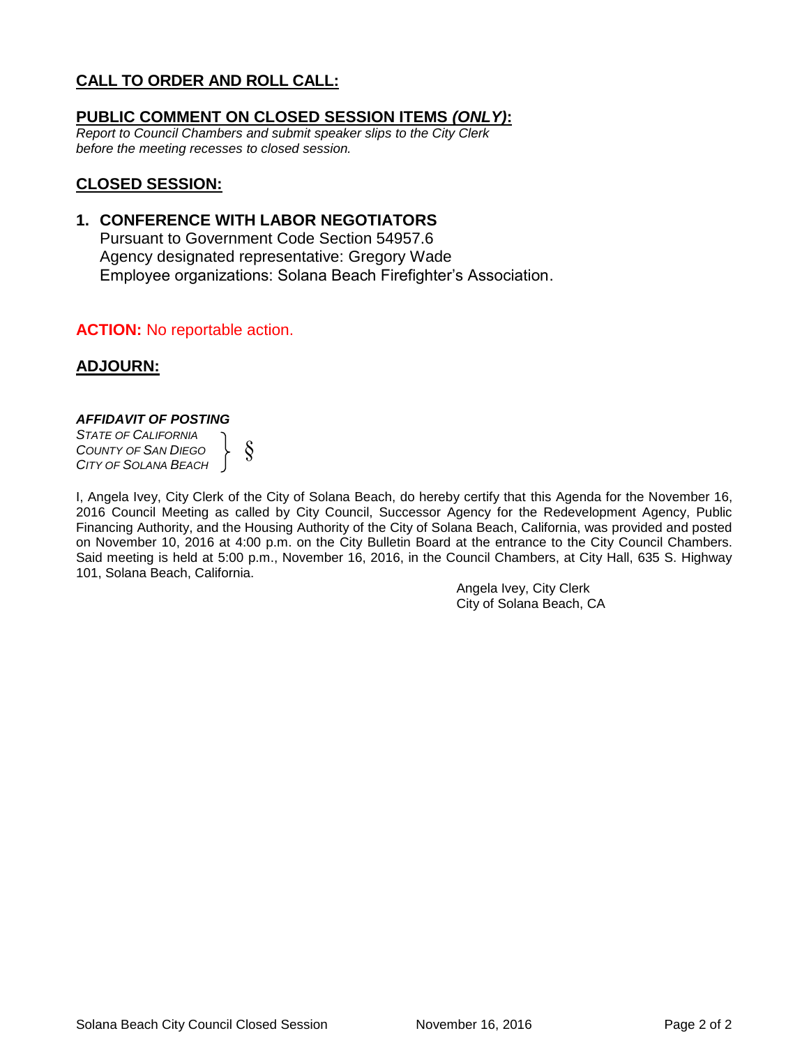## CALL TO ORDER AND ROLL CALL:

## PUBLIC COMMENT ON CLOSED SESSION ITEMS *(ONLY)*:

*Report to Council Chambers and submit speaker slips to the City Clerk before the meeting recesses to closed session.*

## CLOSED SESSION:

### 1. CONFERENCE WITH LABOR NEGOTIATORS

Pursuant to Government Code Section 54957.6
Agency designated representative: Gregory Wade
Employee organizations: Solana Beach Firefighter's Association.

**ACTION:** No reportable action.

## ADJOURN:

***AFFIDAVIT OF POSTING***

*STATE OF CALIFORNIA*
*COUNTY OF SAN DIEGO* §
*CITY OF SOLANA BEACH*

I, Angela Ivey, City Clerk of the City of Solana Beach, do hereby certify that this Agenda for the November 16, 2016 Council Meeting as called by City Council, Successor Agency for the Redevelopment Agency, Public Financing Authority, and the Housing Authority of the City of Solana Beach, California, was provided and posted on November 10, 2016 at 4:00 p.m. on the City Bulletin Board at the entrance to the City Council Chambers. Said meeting is held at 5:00 p.m., November 16, 2016, in the Council Chambers, at City Hall, 635 S. Highway 101, Solana Beach, California.

Angela Ivey, City Clerk
City of Solana Beach, CA